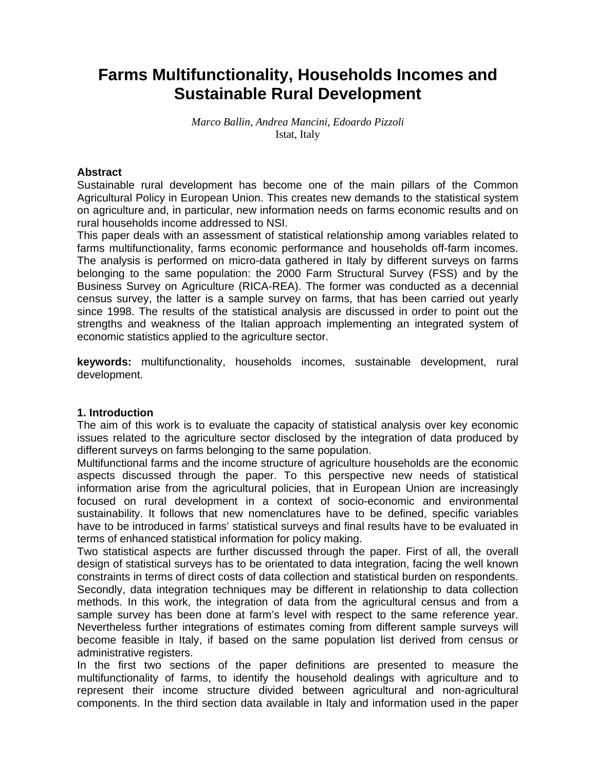# Farms Multifunctionality, Households Incomes and Sustainable Rural Development

*Marco Ballin, Andrea Mancini, Edoardo Pizzoli*
Istat, Italy

**Abstract**
Sustainable rural development has become one of the main pillars of the Common Agricultural Policy in European Union. This creates new demands to the statistical system on agriculture and, in particular, new information needs on farms economic results and on rural households income addressed to NSI.
This paper deals with an assessment of statistical relationship among variables related to farms multifunctionality, farms economic performance and households off-farm incomes. The analysis is performed on micro-data gathered in Italy by different surveys on farms belonging to the same population: the 2000 Farm Structural Survey (FSS) and by the Business Survey on Agriculture (RICA-REA). The former was conducted as a decennial census survey, the latter is a sample survey on farms, that has been carried out yearly since 1998. The results of the statistical analysis are discussed in order to point out the strengths and weakness of the Italian approach implementing an integrated system of economic statistics applied to the agriculture sector.

**keywords:** multifunctionality, households incomes, sustainable development, rural development.

**1. Introduction**
The aim of this work is to evaluate the capacity of statistical analysis over key economic issues related to the agriculture sector disclosed by the integration of data produced by different surveys on farms belonging to the same population.
Multifunctional farms and the income structure of agriculture households are the economic aspects discussed through the paper. To this perspective new needs of statistical information arise from the agricultural policies, that in European Union are increasingly focused on rural development in a context of socio-economic and environmental sustainability. It follows that new nomenclatures have to be defined, specific variables have to be introduced in farms' statistical surveys and final results have to be evaluated in terms of enhanced statistical information for policy making.
Two statistical aspects are further discussed through the paper. First of all, the overall design of statistical surveys has to be orientated to data integration, facing the well known constraints in terms of direct costs of data collection and statistical burden on respondents. Secondly, data integration techniques may be different in relationship to data collection methods. In this work, the integration of data from the agricultural census and from a sample survey has been done at farm's level with respect to the same reference year. Nevertheless further integrations of estimates coming from different sample surveys will become feasible in Italy, if based on the same population list derived from census or administrative registers.
In the first two sections of the paper definitions are presented to measure the multifunctionality of farms, to identify the household dealings with agriculture and to represent their income structure divided between agricultural and non-agricultural components. In the third section data available in Italy and information used in the paper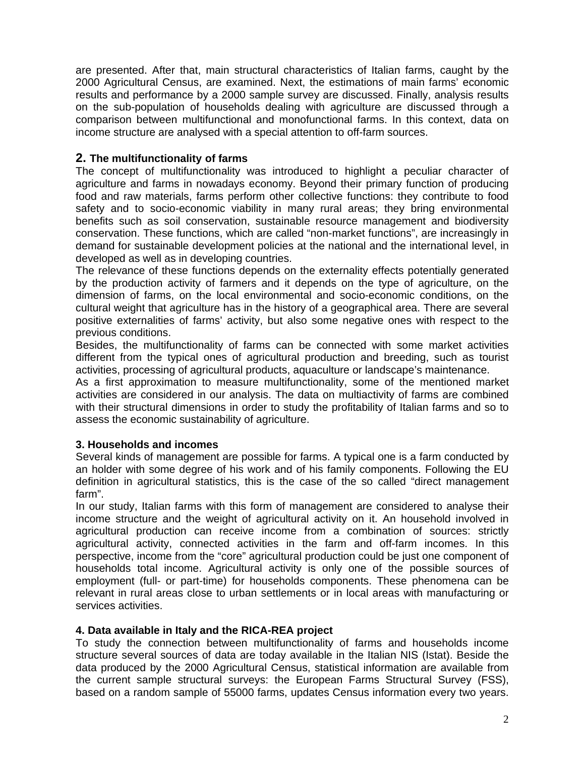are presented. After that, main structural characteristics of Italian farms, caught by the 2000 Agricultural Census, are examined. Next, the estimations of main farms' economic results and performance by a 2000 sample survey are discussed. Finally, analysis results on the sub-population of households dealing with agriculture are discussed through a comparison between multifunctional and monofunctional farms. In this context, data on income structure are analysed with a special attention to off-farm sources.

## 2. The multifunctionality of farms

The concept of multifunctionality was introduced to highlight a peculiar character of agriculture and farms in nowadays economy. Beyond their primary function of producing food and raw materials, farms perform other collective functions: they contribute to food safety and to socio-economic viability in many rural areas; they bring environmental benefits such as soil conservation, sustainable resource management and biodiversity conservation. These functions, which are called "non-market functions", are increasingly in demand for sustainable development policies at the national and the international level, in developed as well as in developing countries.

The relevance of these functions depends on the externality effects potentially generated by the production activity of farmers and it depends on the type of agriculture, on the dimension of farms, on the local environmental and socio-economic conditions, on the cultural weight that agriculture has in the history of a geographical area. There are several positive externalities of farms' activity, but also some negative ones with respect to the previous conditions.

Besides, the multifunctionality of farms can be connected with some market activities different from the typical ones of agricultural production and breeding, such as tourist activities, processing of agricultural products, aquaculture or landscape's maintenance.

As a first approximation to measure multifunctionality, some of the mentioned market activities are considered in our analysis. The data on multiactivity of farms are combined with their structural dimensions in order to study the profitability of Italian farms and so to assess the economic sustainability of agriculture.

## 3. Households and incomes

Several kinds of management are possible for farms. A typical one is a farm conducted by an holder with some degree of his work and of his family components. Following the EU definition in agricultural statistics, this is the case of the so called "direct management farm".

In our study, Italian farms with this form of management are considered to analyse their income structure and the weight of agricultural activity on it. An household involved in agricultural production can receive income from a combination of sources: strictly agricultural activity, connected activities in the farm and off-farm incomes. In this perspective, income from the "core" agricultural production could be just one component of households total income. Agricultural activity is only one of the possible sources of employment (full- or part-time) for households components. These phenomena can be relevant in rural areas close to urban settlements or in local areas with manufacturing or services activities.

## 4. Data available in Italy and the RICA-REA project

To study the connection between multifunctionality of farms and households income structure several sources of data are today available in the Italian NIS (Istat). Beside the data produced by the 2000 Agricultural Census, statistical information are available from the current sample structural surveys: the European Farms Structural Survey (FSS), based on a random sample of 55000 farms, updates Census information every two years.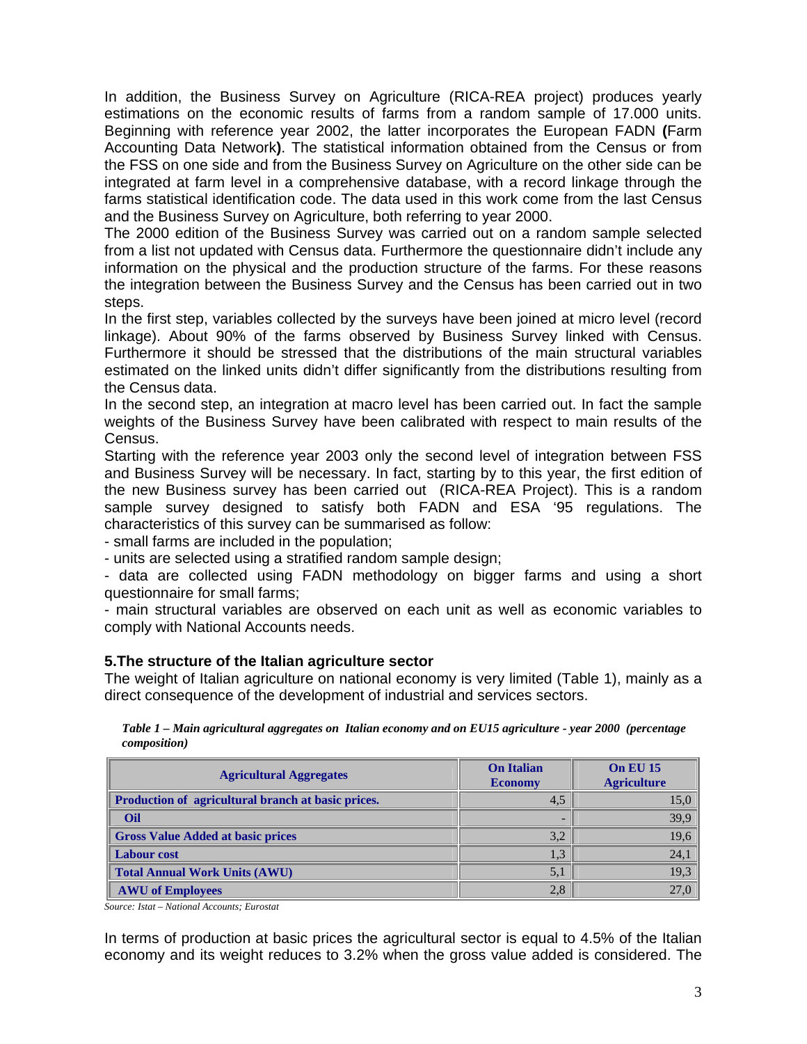In addition, the Business Survey on Agriculture (RICA-REA project) produces yearly estimations on the economic results of farms from a random sample of 17.000 units. Beginning with reference year 2002, the latter incorporates the European FADN **(**Farm Accounting Data Network**)**. The statistical information obtained from the Census or from the FSS on one side and from the Business Survey on Agriculture on the other side can be integrated at farm level in a comprehensive database, with a record linkage through the farms statistical identification code. The data used in this work come from the last Census and the Business Survey on Agriculture, both referring to year 2000.

The 2000 edition of the Business Survey was carried out on a random sample selected from a list not updated with Census data. Furthermore the questionnaire didn't include any information on the physical and the production structure of the farms. For these reasons the integration between the Business Survey and the Census has been carried out in two steps.

In the first step, variables collected by the surveys have been joined at micro level (record linkage). About 90% of the farms observed by Business Survey linked with Census. Furthermore it should be stressed that the distributions of the main structural variables estimated on the linked units didn't differ significantly from the distributions resulting from the Census data.

In the second step, an integration at macro level has been carried out. In fact the sample weights of the Business Survey have been calibrated with respect to main results of the Census.

Starting with the reference year 2003 only the second level of integration between FSS and Business Survey will be necessary. In fact, starting by to this year, the first edition of the new Business survey has been carried out (RICA-REA Project). This is a random sample survey designed to satisfy both FADN and ESA '95 regulations. The characteristics of this survey can be summarised as follow:

- small farms are included in the population;
- units are selected using a stratified random sample design;
- data are collected using FADN methodology on bigger farms and using a short questionnaire for small farms;
- main structural variables are observed on each unit as well as economic variables to comply with National Accounts needs.

## 5.The structure of the Italian agriculture sector

The weight of Italian agriculture on national economy is very limited (Table 1), mainly as a direct consequence of the development of industrial and services sectors.

***Table 1 – Main agricultural aggregates on Italian economy and on EU15 agriculture - year 2000 (percentage composition)***

| Agricultural Aggregates | On Italian Economy | On EU 15 Agriculture |
|---|---|---|
| Production of agricultural branch at basic prices. | 4,5 | 15,0 |
| Oil | - | 39,9 |
| Gross Value Added at basic prices | 3,2 | 19,6 |
| Labour cost | 1,3 | 24,1 |
| Total Annual Work Units (AWU) | 5,1 | 19,3 |
| AWU of Employees | 2,8 | 27,0 |

*Source: Istat – National Accounts; Eurostat*

In terms of production at basic prices the agricultural sector is equal to 4.5% of the Italian economy and its weight reduces to 3.2% when the gross value added is considered. The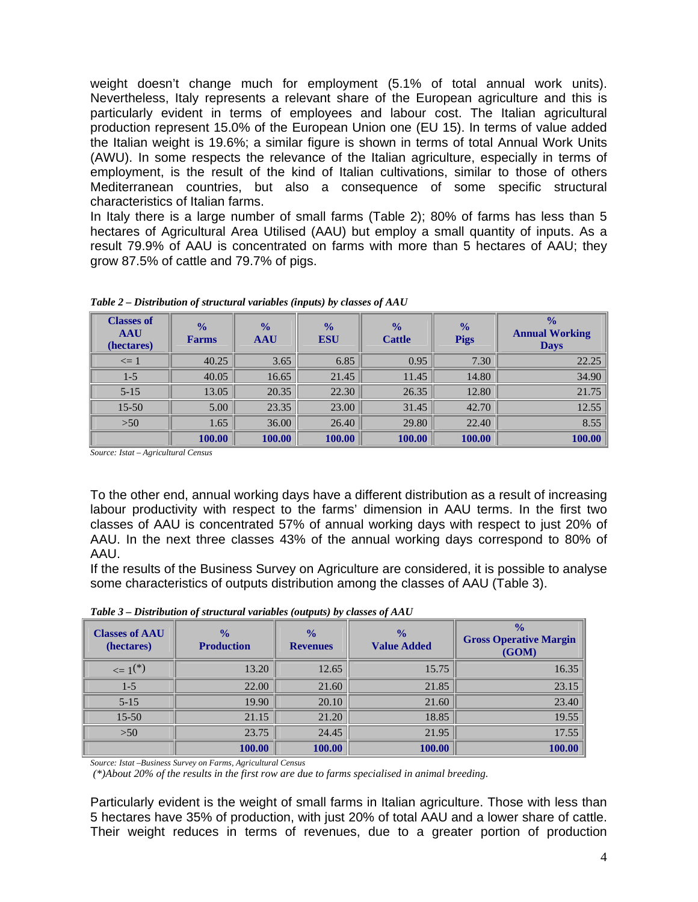weight doesn't change much for employment (5.1% of total annual work units). Nevertheless, Italy represents a relevant share of the European agriculture and this is particularly evident in terms of employees and labour cost. The Italian agricultural production represent 15.0% of the European Union one (EU 15). In terms of value added the Italian weight is 19.6%; a similar figure is shown in terms of total Annual Work Units (AWU). In some respects the relevance of the Italian agriculture, especially in terms of employment, is the result of the kind of Italian cultivations, similar to those of others Mediterranean countries, but also a consequence of some specific structural characteristics of Italian farms.

In Italy there is a large number of small farms (Table 2); 80% of farms has less than 5 hectares of Agricultural Area Utilised (AAU) but employ a small quantity of inputs. As a result 79.9% of AAU is concentrated on farms with more than 5 hectares of AAU; they grow 87.5% of cattle and 79.7% of pigs.

***Table 2 – Distribution of structural variables (inputs) by classes of AAU***

| Classes of AAU (hectares) | % Farms | % AAU | % ESU | % Cattle | % Pigs | % Annual Working Days |
|---|---|---|---|---|---|---|
| <= 1 | 40.25 | 3.65 | 6.85 | 0.95 | 7.30 | 22.25 |
| 1-5 | 40.05 | 16.65 | 21.45 | 11.45 | 14.80 | 34.90 |
| 5-15 | 13.05 | 20.35 | 22.30 | 26.35 | 12.80 | 21.75 |
| 15-50 | 5.00 | 23.35 | 23.00 | 31.45 | 42.70 | 12.55 |
| >50 | 1.65 | 36.00 | 26.40 | 29.80 | 22.40 | 8.55 |
| | **100.00** | **100.00** | **100.00** | **100.00** | **100.00** | **100.00** |

*Source: Istat – Agricultural Census*

To the other end, annual working days have a different distribution as a result of increasing labour productivity with respect to the farms' dimension in AAU terms. In the first two classes of AAU is concentrated 57% of annual working days with respect to just 20% of AAU. In the next three classes 43% of the annual working days correspond to 80% of AAU.

If the results of the Business Survey on Agriculture are considered, it is possible to analyse some characteristics of outputs distribution among the classes of AAU (Table 3).

***Table 3 – Distribution of structural variables (outputs) by classes of AAU***

| Classes of AAU (hectares) | % Production | % Revenues | % Value Added | % Gross Operative Margin (GOM) |
|---|---|---|---|---|
| <= 1(*) | 13.20 | 12.65 | 15.75 | 16.35 |
| 1-5 | 22.00 | 21.60 | 21.85 | 23.15 |
| 5-15 | 19.90 | 20.10 | 21.60 | 23.40 |
| 15-50 | 21.15 | 21.20 | 18.85 | 19.55 |
| >50 | 23.75 | 24.45 | 21.95 | 17.55 |
| | **100.00** | **100.00** | **100.00** | **100.00** |

*Source: Istat –Business Survey on Farms, Agricultural Census*

*(\*)About 20% of the results in the first row are due to farms specialised in animal breeding.*

Particularly evident is the weight of small farms in Italian agriculture. Those with less than 5 hectares have 35% of production, with just 20% of total AAU and a lower share of cattle. Their weight reduces in terms of revenues, due to a greater portion of production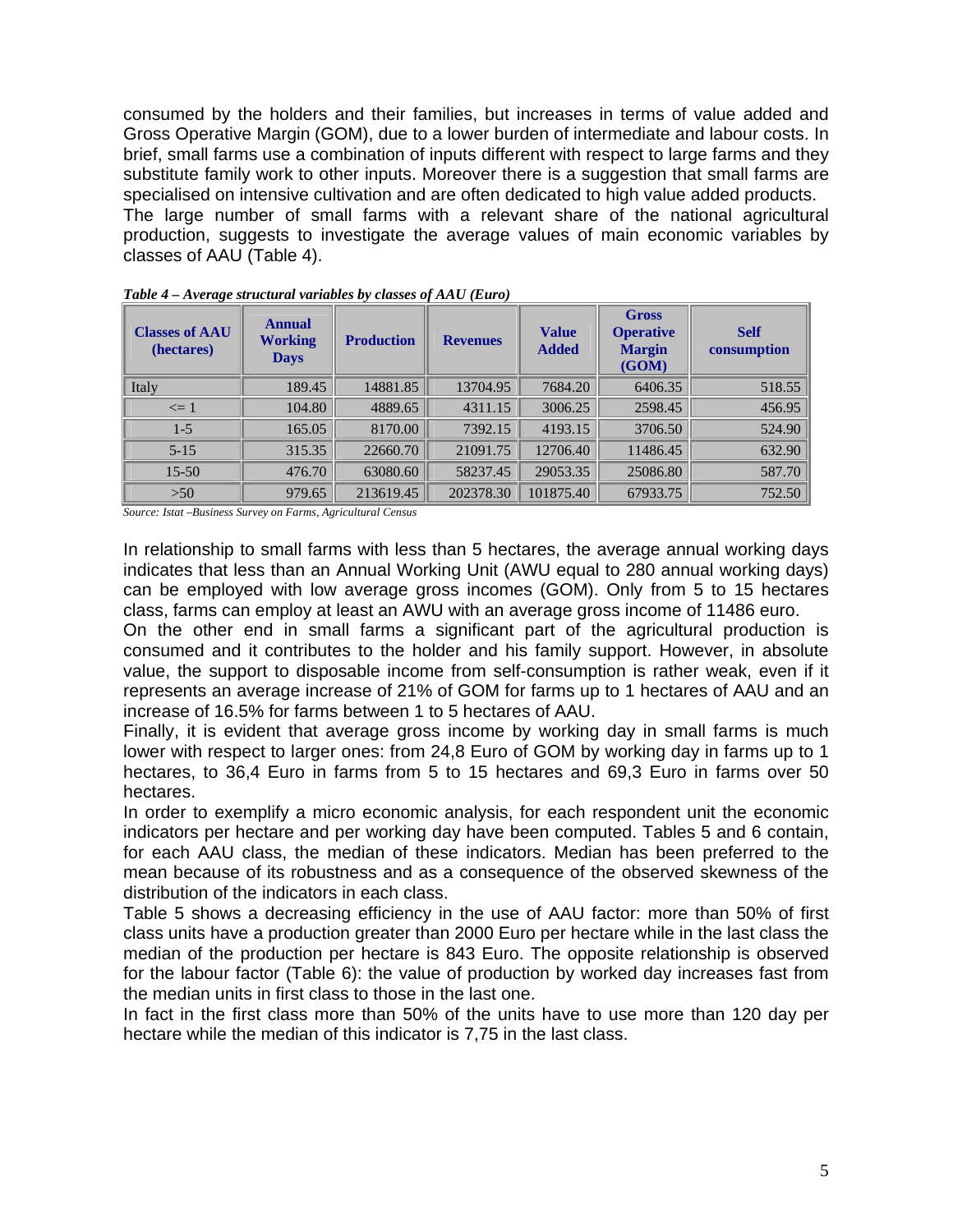consumed by the holders and their families, but increases in terms of value added and Gross Operative Margin (GOM), due to a lower burden of intermediate and labour costs. In brief, small farms use a combination of inputs different with respect to large farms and they substitute family work to other inputs. Moreover there is a suggestion that small farms are specialised on intensive cultivation and are often dedicated to high value added products.
The large number of small farms with a relevant share of the national agricultural production, suggests to investigate the average values of main economic variables by classes of AAU (Table 4).

***Table 4 – Average structural variables by classes of AAU (Euro)***

| Classes of AAU (hectares) | Annual Working Days | Production | Revenues | Value Added | Gross Operative Margin (GOM) | Self consumption |
|---|---|---|---|---|---|---|
| Italy | 189.45 | 14881.85 | 13704.95 | 7684.20 | 6406.35 | 518.55 |
| <= 1 | 104.80 | 4889.65 | 4311.15 | 3006.25 | 2598.45 | 456.95 |
| 1-5 | 165.05 | 8170.00 | 7392.15 | 4193.15 | 3706.50 | 524.90 |
| 5-15 | 315.35 | 22660.70 | 21091.75 | 12706.40 | 11486.45 | 632.90 |
| 15-50 | 476.70 | 63080.60 | 58237.45 | 29053.35 | 25086.80 | 587.70 |
| >50 | 979.65 | 213619.45 | 202378.30 | 101875.40 | 67933.75 | 752.50 |

*Source: Istat –Business Survey on Farms, Agricultural Census*

In relationship to small farms with less than 5 hectares, the average annual working days indicates that less than an Annual Working Unit (AWU equal to 280 annual working days) can be employed with low average gross incomes (GOM). Only from 5 to 15 hectares class, farms can employ at least an AWU with an average gross income of 11486 euro.
On the other end in small farms a significant part of the agricultural production is consumed and it contributes to the holder and his family support. However, in absolute value, the support to disposable income from self-consumption is rather weak, even if it represents an average increase of 21% of GOM for farms up to 1 hectares of AAU and an increase of 16.5% for farms between 1 to 5 hectares of AAU.
Finally, it is evident that average gross income by working day in small farms is much lower with respect to larger ones: from 24,8 Euro of GOM by working day in farms up to 1 hectares, to 36,4 Euro in farms from 5 to 15 hectares and 69,3 Euro in farms over 50 hectares.
In order to exemplify a micro economic analysis, for each respondent unit the economic indicators per hectare and per working day have been computed. Tables 5 and 6 contain, for each AAU class, the median of these indicators. Median has been preferred to the mean because of its robustness and as a consequence of the observed skewness of the distribution of the indicators in each class.
Table 5 shows a decreasing efficiency in the use of AAU factor: more than 50% of first class units have a production greater than 2000 Euro per hectare while in the last class the median of the production per hectare is 843 Euro. The opposite relationship is observed for the labour factor (Table 6): the value of production by worked day increases fast from the median units in first class to those in the last one.
In fact in the first class more than 50% of the units have to use more than 120 day per hectare while the median of this indicator is 7,75 in the last class.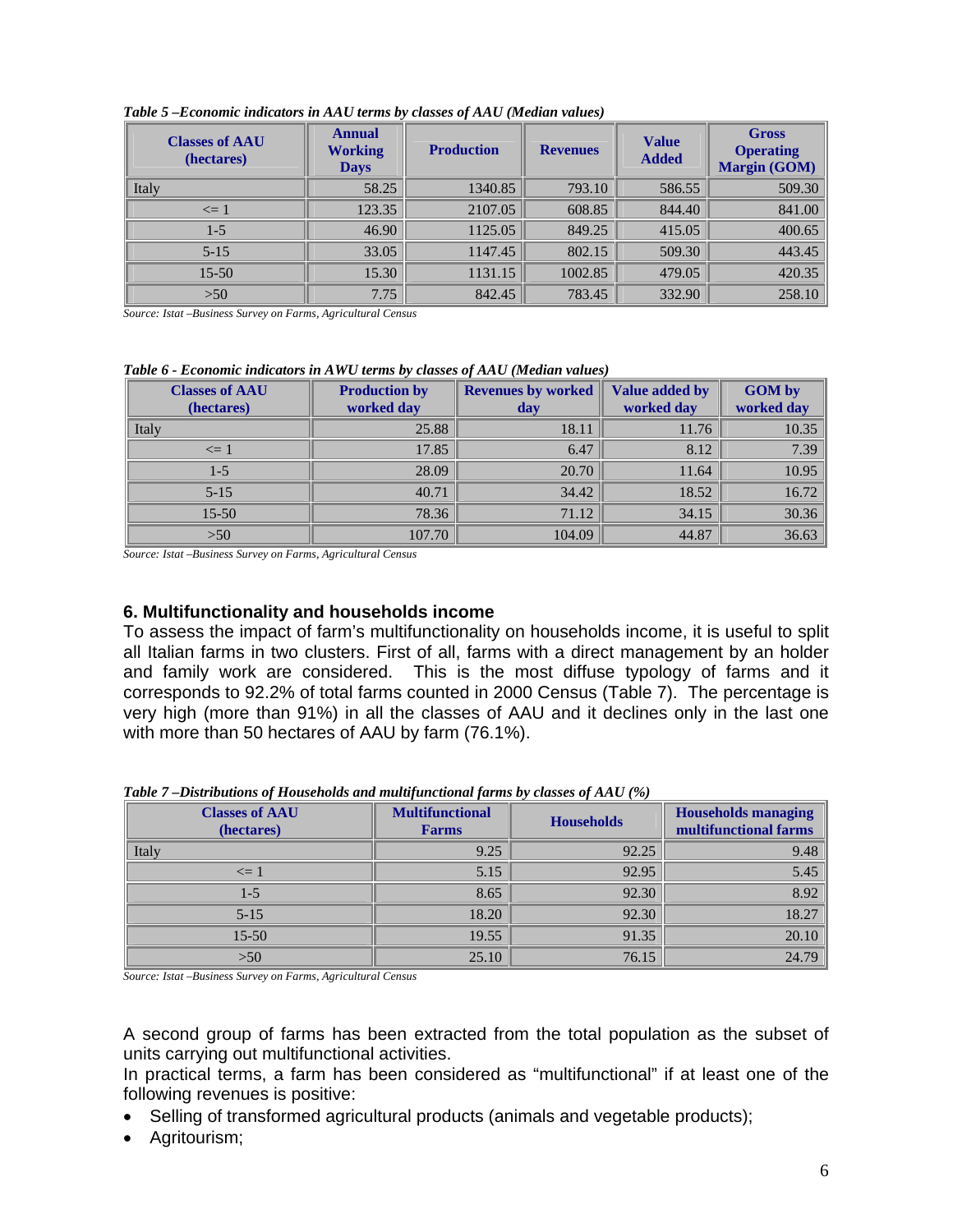*Table 5 –Economic indicators in AAU terms by classes of AAU (Median values)*

| Classes of AAU (hectares) | Annual Working Days | Production | Revenues | Value Added | Gross Operating Margin (GOM) |
|---|---|---|---|---|---|
| Italy | 58.25 | 1340.85 | 793.10 | 586.55 | 509.30 |
| <= 1 | 123.35 | 2107.05 | 608.85 | 844.40 | 841.00 |
| 1-5 | 46.90 | 1125.05 | 849.25 | 415.05 | 400.65 |
| 5-15 | 33.05 | 1147.45 | 802.15 | 509.30 | 443.45 |
| 15-50 | 15.30 | 1131.15 | 1002.85 | 479.05 | 420.35 |
| >50 | 7.75 | 842.45 | 783.45 | 332.90 | 258.10 |

*Source: Istat –Business Survey on Farms, Agricultural Census*

*Table 6 - Economic indicators in AWU terms by classes of AAU (Median values)*

| Classes of AAU (hectares) | Production by worked day | Revenues by worked day | Value added by worked day | GOM by worked day |
|---|---|---|---|---|
| Italy | 25.88 | 18.11 | 11.76 | 10.35 |
| <= 1 | 17.85 | 6.47 | 8.12 | 7.39 |
| 1-5 | 28.09 | 20.70 | 11.64 | 10.95 |
| 5-15 | 40.71 | 34.42 | 18.52 | 16.72 |
| 15-50 | 78.36 | 71.12 | 34.15 | 30.36 |
| >50 | 107.70 | 104.09 | 44.87 | 36.63 |

*Source: Istat –Business Survey on Farms, Agricultural Census*

## 6. Multifunctionality and households income

To assess the impact of farm's multifunctionality on households income, it is useful to split all Italian farms in two clusters. First of all, farms with a direct management by an holder and family work are considered. This is the most diffuse typology of farms and it corresponds to 92.2% of total farms counted in 2000 Census (Table 7). The percentage is very high (more than 91%) in all the classes of AAU and it declines only in the last one with more than 50 hectares of AAU by farm (76.1%).

*Table 7 –Distributions of Households and multifunctional farms by classes of AAU (%)*

| Classes of AAU (hectares) | Multifunctional Farms | Households | Households managing multifunctional farms |
|---|---|---|---|
| Italy | 9.25 | 92.25 | 9.48 |
| <= 1 | 5.15 | 92.95 | 5.45 |
| 1-5 | 8.65 | 92.30 | 8.92 |
| 5-15 | 18.20 | 92.30 | 18.27 |
| 15-50 | 19.55 | 91.35 | 20.10 |
| >50 | 25.10 | 76.15 | 24.79 |

*Source: Istat –Business Survey on Farms, Agricultural Census*

A second group of farms has been extracted from the total population as the subset of units carrying out multifunctional activities.

In practical terms, a farm has been considered as "multifunctional" if at least one of the following revenues is positive:

- Selling of transformed agricultural products (animals and vegetable products);
- Agritourism;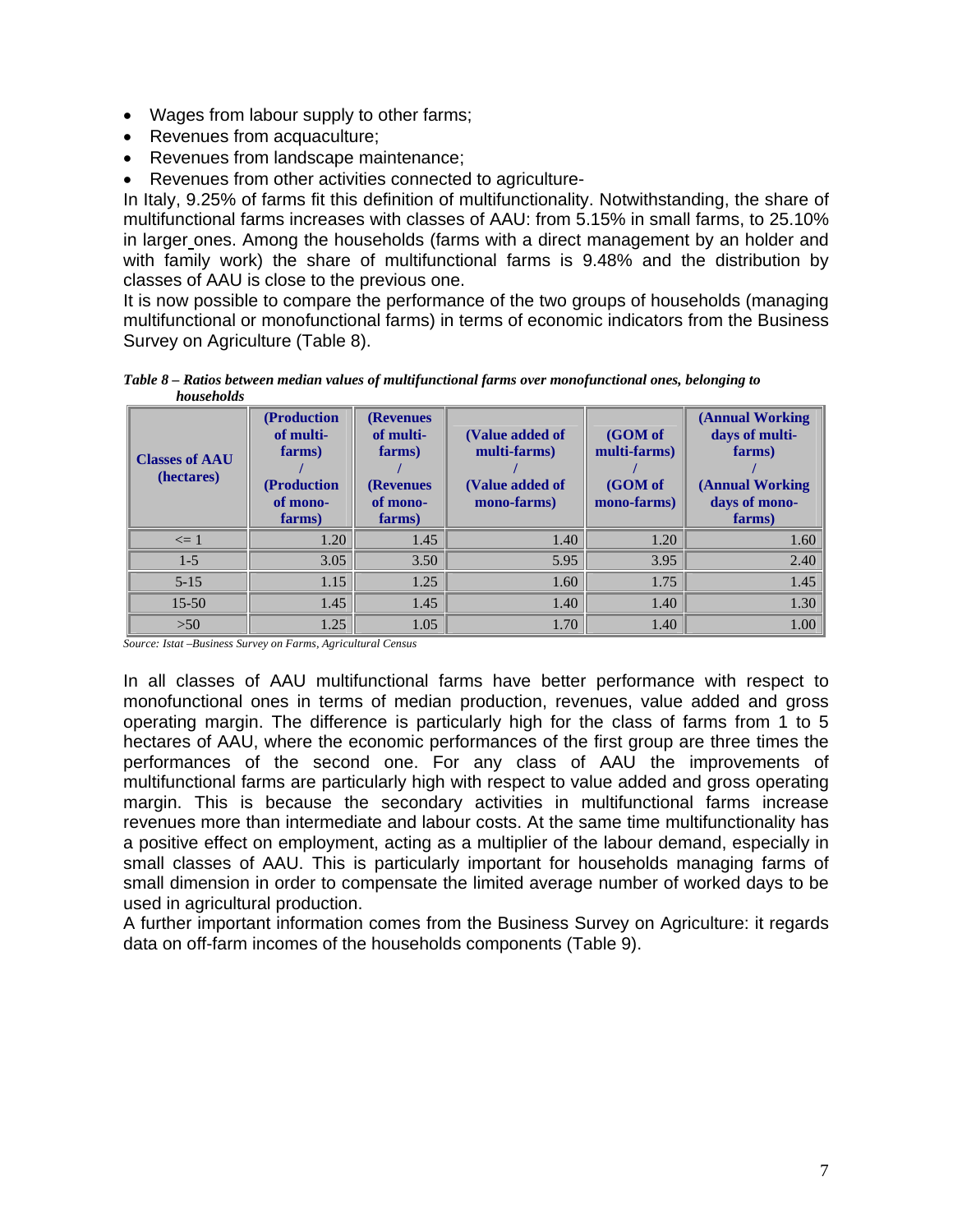- Wages from labour supply to other farms;
- Revenues from acquaculture;
- Revenues from landscape maintenance;
- Revenues from other activities connected to agriculture-

In Italy, 9.25% of farms fit this definition of multifunctionality. Notwithstanding, the share of multifunctional farms increases with classes of AAU: from 5.15% in small farms, to 25.10% in larger ones. Among the households (farms with a direct management by an holder and with family work) the share of multifunctional farms is 9.48% and the distribution by classes of AAU is close to the previous one.

It is now possible to compare the performance of the two groups of households (managing multifunctional or monofunctional farms) in terms of economic indicators from the Business Survey on Agriculture (Table 8).

***Table 8 – Ratios between median values of multifunctional farms over monofunctional ones, belonging to households***

| Classes of AAU (hectares) | (Production of multi-farms) / (Production of mono-farms) | (Revenues of multi-farms) / (Revenues of mono-farms) | (Value added of multi-farms) / (Value added of mono-farms) | (GOM of multi-farms) / (GOM of mono-farms) | (Annual Working days of multi-farms) / (Annual Working days of mono-farms) |
|---|---|---|---|---|---|
| <= 1 | 1.20 | 1.45 | 1.40 | 1.20 | 1.60 |
| 1-5 | 3.05 | 3.50 | 5.95 | 3.95 | 2.40 |
| 5-15 | 1.15 | 1.25 | 1.60 | 1.75 | 1.45 |
| 15-50 | 1.45 | 1.45 | 1.40 | 1.40 | 1.30 |
| >50 | 1.25 | 1.05 | 1.70 | 1.40 | 1.00 |

*Source: Istat –Business Survey on Farms, Agricultural Census*

In all classes of AAU multifunctional farms have better performance with respect to monofunctional ones in terms of median production, revenues, value added and gross operating margin. The difference is particularly high for the class of farms from 1 to 5 hectares of AAU, where the economic performances of the first group are three times the performances of the second one. For any class of AAU the improvements of multifunctional farms are particularly high with respect to value added and gross operating margin. This is because the secondary activities in multifunctional farms increase revenues more than intermediate and labour costs. At the same time multifunctionality has a positive effect on employment, acting as a multiplier of the labour demand, especially in small classes of AAU. This is particularly important for households managing farms of small dimension in order to compensate the limited average number of worked days to be used in agricultural production.

A further important information comes from the Business Survey on Agriculture: it regards data on off-farm incomes of the households components (Table 9).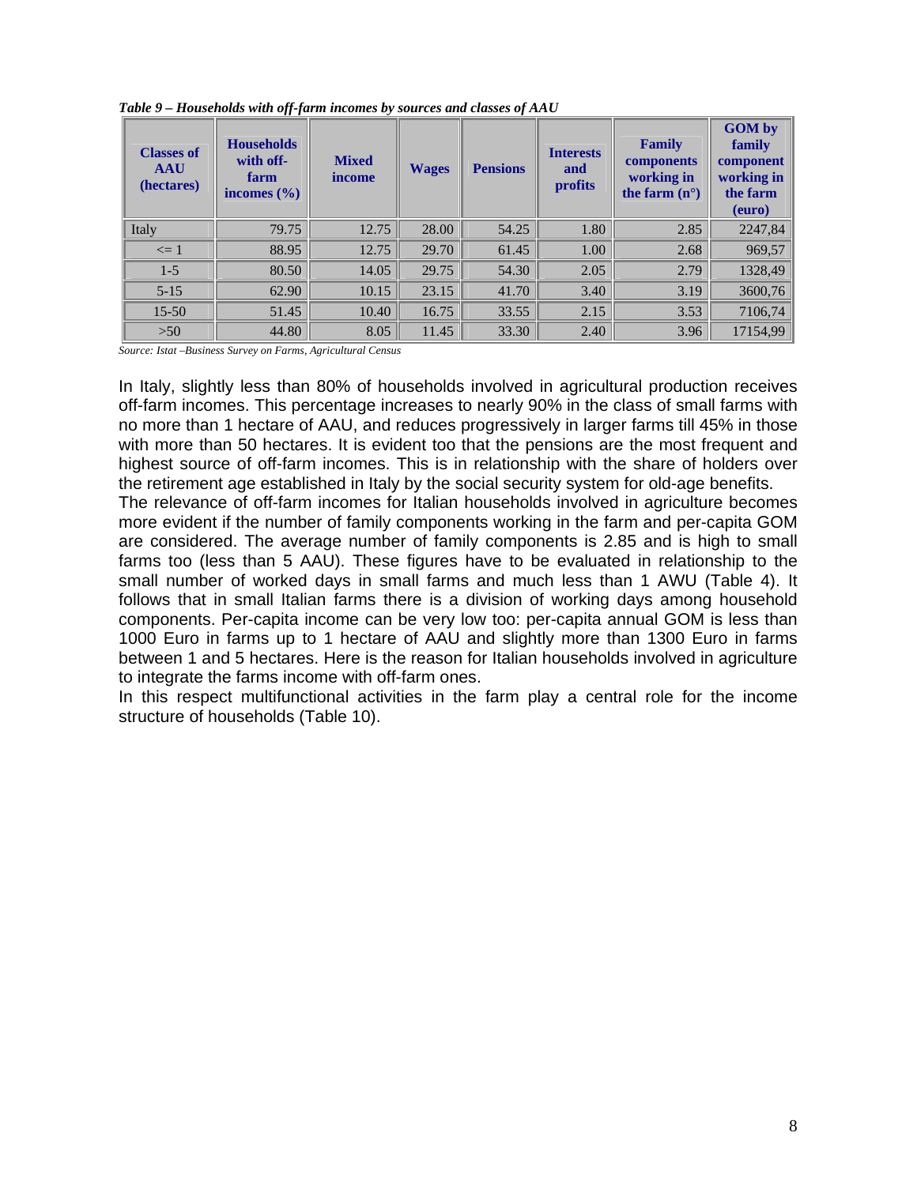*Table 9 – Households with off-farm incomes by sources and classes of AAU*

| Classes of AAU (hectares) | Households with off-farm incomes (%) | Mixed income | Wages | Pensions | Interests and profits | Family components working in the farm (n°) | GOM by family component working in the farm (euro) |
|---|---|---|---|---|---|---|---|
| Italy | 79.75 | 12.75 | 28.00 | 54.25 | 1.80 | 2.85 | 2247,84 |
| <= 1 | 88.95 | 12.75 | 29.70 | 61.45 | 1.00 | 2.68 | 969,57 |
| 1-5 | 80.50 | 14.05 | 29.75 | 54.30 | 2.05 | 2.79 | 1328,49 |
| 5-15 | 62.90 | 10.15 | 23.15 | 41.70 | 3.40 | 3.19 | 3600,76 |
| 15-50 | 51.45 | 10.40 | 16.75 | 33.55 | 2.15 | 3.53 | 7106,74 |
| >50 | 44.80 | 8.05 | 11.45 | 33.30 | 2.40 | 3.96 | 17154,99 |

*Source: Istat –Business Survey on Farms, Agricultural Census*

In Italy, slightly less than 80% of households involved in agricultural production receives off-farm incomes. This percentage increases to nearly 90% in the class of small farms with no more than 1 hectare of AAU, and reduces progressively in larger farms till 45% in those with more than 50 hectares. It is evident too that the pensions are the most frequent and highest source of off-farm incomes. This is in relationship with the share of holders over the retirement age established in Italy by the social security system for old-age benefits.

The relevance of off-farm incomes for Italian households involved in agriculture becomes more evident if the number of family components working in the farm and per-capita GOM are considered. The average number of family components is 2.85 and is high to small farms too (less than 5 AAU). These figures have to be evaluated in relationship to the small number of worked days in small farms and much less than 1 AWU (Table 4). It follows that in small Italian farms there is a division of working days among household components. Per-capita income can be very low too: per-capita annual GOM is less than 1000 Euro in farms up to 1 hectare of AAU and slightly more than 1300 Euro in farms between 1 and 5 hectares. Here is the reason for Italian households involved in agriculture to integrate the farms income with off-farm ones.

In this respect multifunctional activities in the farm play a central role for the income structure of households (Table 10).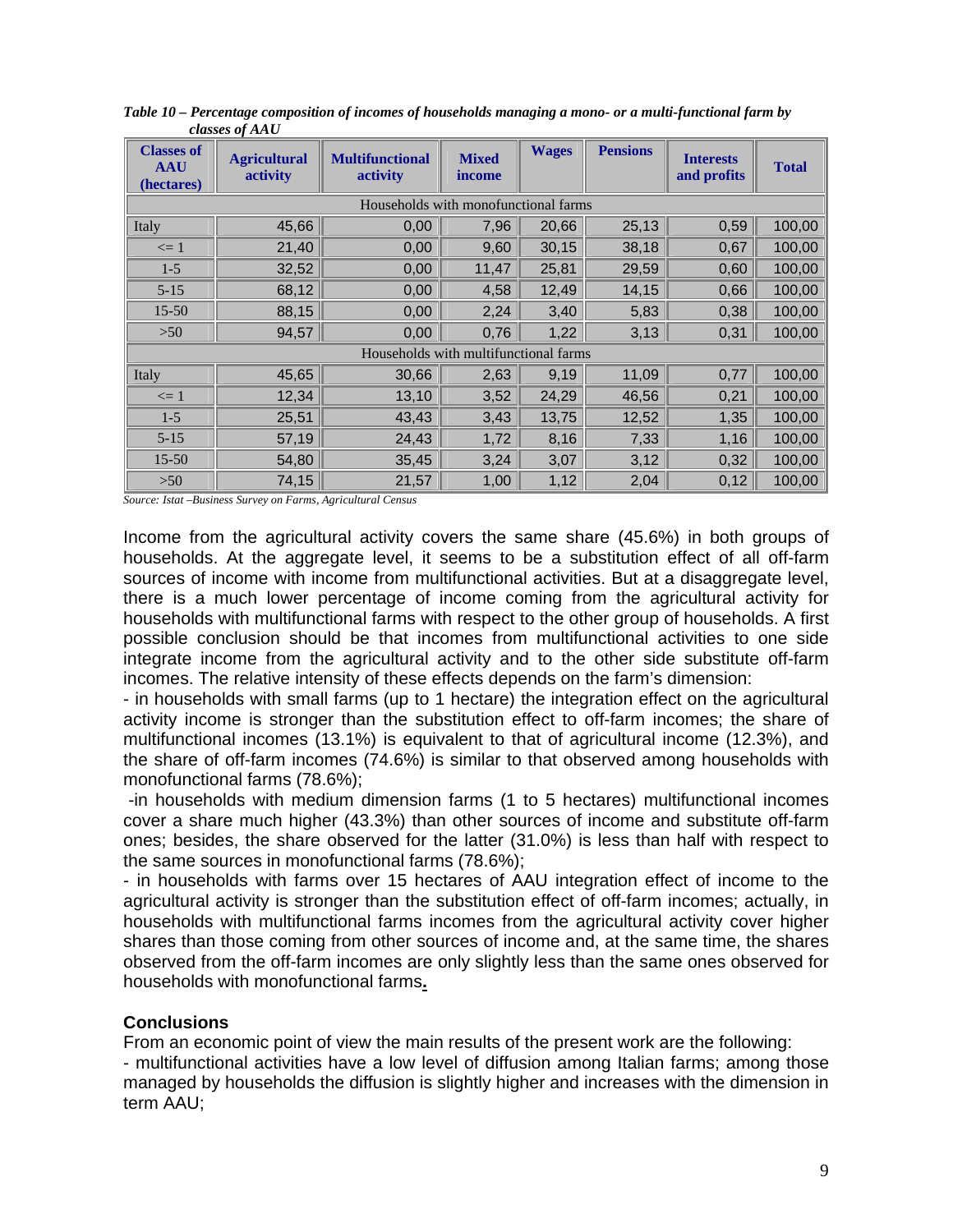*Table 10 – Percentage composition of incomes of households managing a mono- or a multi-functional farm by classes of AAU*

| Classes of AAU (hectares) | Agricultural activity | Multifunctional activity | Mixed income | Wages | Pensions | Interests and profits | Total |
|---|---|---|---|---|---|---|---|
| Households with monofunctional farms | | | | | | | |
| Italy | 45,66 | 0,00 | 7,96 | 20,66 | 25,13 | 0,59 | 100,00 |
| <= 1 | 21,40 | 0,00 | 9,60 | 30,15 | 38,18 | 0,67 | 100,00 |
| 1-5 | 32,52 | 0,00 | 11,47 | 25,81 | 29,59 | 0,60 | 100,00 |
| 5-15 | 68,12 | 0,00 | 4,58 | 12,49 | 14,15 | 0,66 | 100,00 |
| 15-50 | 88,15 | 0,00 | 2,24 | 3,40 | 5,83 | 0,38 | 100,00 |
| >50 | 94,57 | 0,00 | 0,76 | 1,22 | 3,13 | 0,31 | 100,00 |
| Households with multifunctional farms | | | | | | | |
| Italy | 45,65 | 30,66 | 2,63 | 9,19 | 11,09 | 0,77 | 100,00 |
| <= 1 | 12,34 | 13,10 | 3,52 | 24,29 | 46,56 | 0,21 | 100,00 |
| 1-5 | 25,51 | 43,43 | 3,43 | 13,75 | 12,52 | 1,35 | 100,00 |
| 5-15 | 57,19 | 24,43 | 1,72 | 8,16 | 7,33 | 1,16 | 100,00 |
| 15-50 | 54,80 | 35,45 | 3,24 | 3,07 | 3,12 | 0,32 | 100,00 |
| >50 | 74,15 | 21,57 | 1,00 | 1,12 | 2,04 | 0,12 | 100,00 |

*Source: Istat –Business Survey on Farms, Agricultural Census*

Income from the agricultural activity covers the same share (45.6%) in both groups of households. At the aggregate level, it seems to be a substitution effect of all off-farm sources of income with income from multifunctional activities. But at a disaggregate level, there is a much lower percentage of income coming from the agricultural activity for households with multifunctional farms with respect to the other group of households. A first possible conclusion should be that incomes from multifunctional activities to one side integrate income from the agricultural activity and to the other side substitute off-farm incomes. The relative intensity of these effects depends on the farm's dimension:

- in households with small farms (up to 1 hectare) the integration effect on the agricultural activity income is stronger than the substitution effect to off-farm incomes; the share of multifunctional incomes (13.1%) is equivalent to that of agricultural income (12.3%), and the share of off-farm incomes (74.6%) is similar to that observed among households with monofunctional farms (78.6%);
- in households with medium dimension farms (1 to 5 hectares) multifunctional incomes cover a share much higher (43.3%) than other sources of income and substitute off-farm ones; besides, the share observed for the latter (31.0%) is less than half with respect to the same sources in monofunctional farms (78.6%);
- in households with farms over 15 hectares of AAU integration effect of income to the agricultural activity is stronger than the substitution effect of off-farm incomes; actually, in households with multifunctional farms incomes from the agricultural activity cover higher shares than those coming from other sources of income and, at the same time, the shares observed from the off-farm incomes are only slightly less than the same ones observed for households with monofunctional farms.

## Conclusions

From an economic point of view the main results of the present work are the following:

- multifunctional activities have a low level of diffusion among Italian farms; among those managed by households the diffusion is slightly higher and increases with the dimension in term AAU;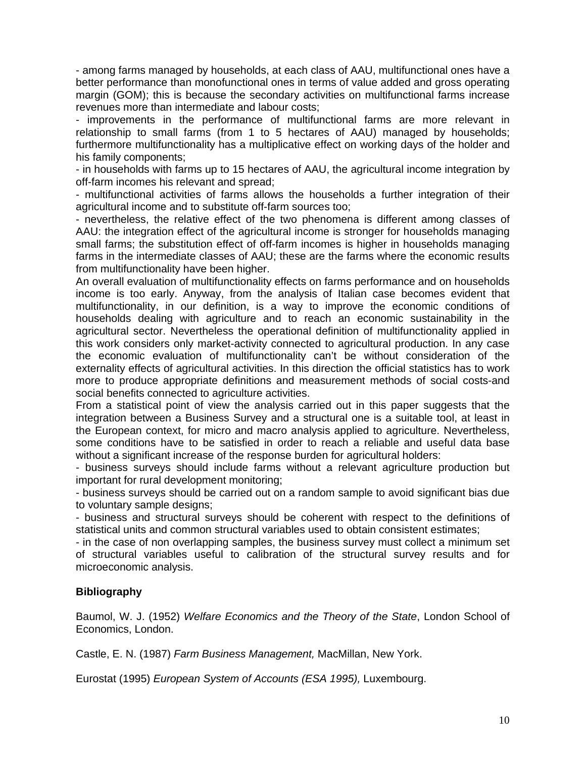- among farms managed by households, at each class of AAU, multifunctional ones have a better performance than monofunctional ones in terms of value added and gross operating margin (GOM); this is because the secondary activities on multifunctional farms increase revenues more than intermediate and labour costs;

- improvements in the performance of multifunctional farms are more relevant in relationship to small farms (from 1 to 5 hectares of AAU) managed by households; furthermore multifunctionality has a multiplicative effect on working days of the holder and his family components;

- in households with farms up to 15 hectares of AAU, the agricultural income integration by off-farm incomes his relevant and spread;

- multifunctional activities of farms allows the households a further integration of their agricultural income and to substitute off-farm sources too;

- nevertheless, the relative effect of the two phenomena is different among classes of AAU: the integration effect of the agricultural income is stronger for households managing small farms; the substitution effect of off-farm incomes is higher in households managing farms in the intermediate classes of AAU; these are the farms where the economic results from multifunctionality have been higher.

An overall evaluation of multifunctionality effects on farms performance and on households income is too early. Anyway, from the analysis of Italian case becomes evident that multifunctionality, in our definition, is a way to improve the economic conditions of households dealing with agriculture and to reach an economic sustainability in the agricultural sector. Nevertheless the operational definition of multifunctionality applied in this work considers only market-activity connected to agricultural production. In any case the economic evaluation of multifunctionality can't be without consideration of the externality effects of agricultural activities. In this direction the official statistics has to work more to produce appropriate definitions and measurement methods of social costs-and social benefits connected to agriculture activities.

From a statistical point of view the analysis carried out in this paper suggests that the integration between a Business Survey and a structural one is a suitable tool, at least in the European context, for micro and macro analysis applied to agriculture. Nevertheless, some conditions have to be satisfied in order to reach a reliable and useful data base without a significant increase of the response burden for agricultural holders:

- business surveys should include farms without a relevant agriculture production but important for rural development monitoring;

- business surveys should be carried out on a random sample to avoid significant bias due to voluntary sample designs;

- business and structural surveys should be coherent with respect to the definitions of statistical units and common structural variables used to obtain consistent estimates;

- in the case of non overlapping samples, the business survey must collect a minimum set of structural variables useful to calibration of the structural survey results and for microeconomic analysis.

**Bibliography**

Baumol, W. J. (1952) *Welfare Economics and the Theory of the State*, London School of Economics, London.

Castle, E. N. (1987) *Farm Business Management,* MacMillan, New York.

Eurostat (1995) *European System of Accounts (ESA 1995),* Luxembourg.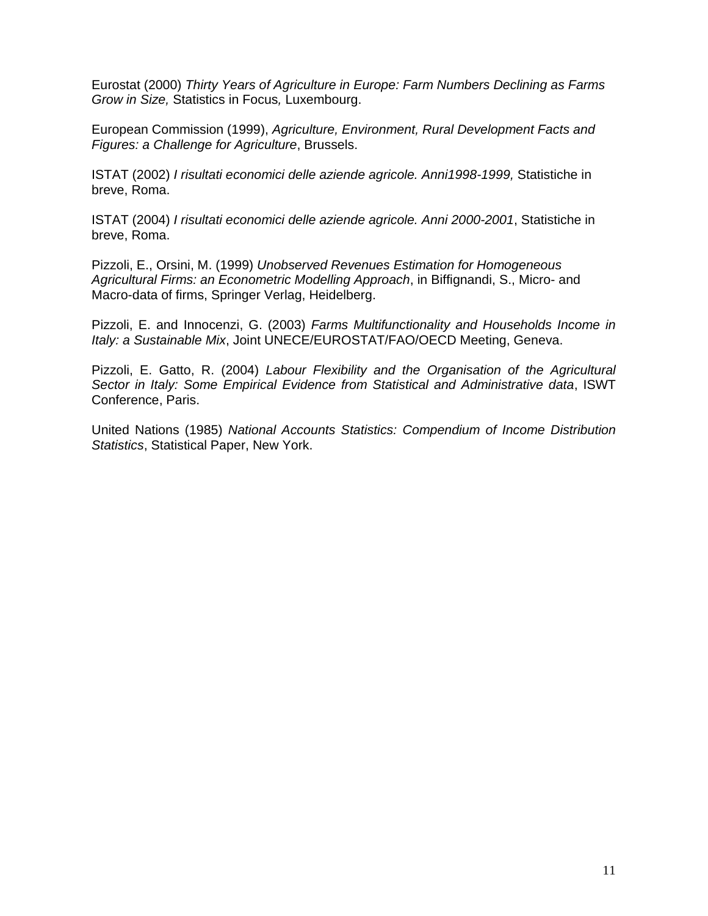Eurostat (2000) *Thirty Years of Agriculture in Europe: Farm Numbers Declining as Farms Grow in Size,* Statistics in Focus*,* Luxembourg.

European Commission (1999), *Agriculture, Environment, Rural Development Facts and Figures: a Challenge for Agriculture*, Brussels.

ISTAT (2002) *I risultati economici delle aziende agricole. Anni1998-1999,* Statistiche in breve, Roma.

ISTAT (2004) *I risultati economici delle aziende agricole. Anni 2000-2001*, Statistiche in breve, Roma.

Pizzoli, E., Orsini, M. (1999) *Unobserved Revenues Estimation for Homogeneous Agricultural Firms: an Econometric Modelling Approach*, in Biffignandi, S., Micro- and Macro-data of firms, Springer Verlag, Heidelberg.

Pizzoli, E. and Innocenzi, G. (2003) *Farms Multifunctionality and Households Income in Italy: a Sustainable Mix*, Joint UNECE/EUROSTAT/FAO/OECD Meeting, Geneva.

Pizzoli, E. Gatto, R. (2004) *Labour Flexibility and the Organisation of the Agricultural Sector in Italy: Some Empirical Evidence from Statistical and Administrative data*, ISWT Conference, Paris.

United Nations (1985) *National Accounts Statistics: Compendium of Income Distribution Statistics*, Statistical Paper, New York.